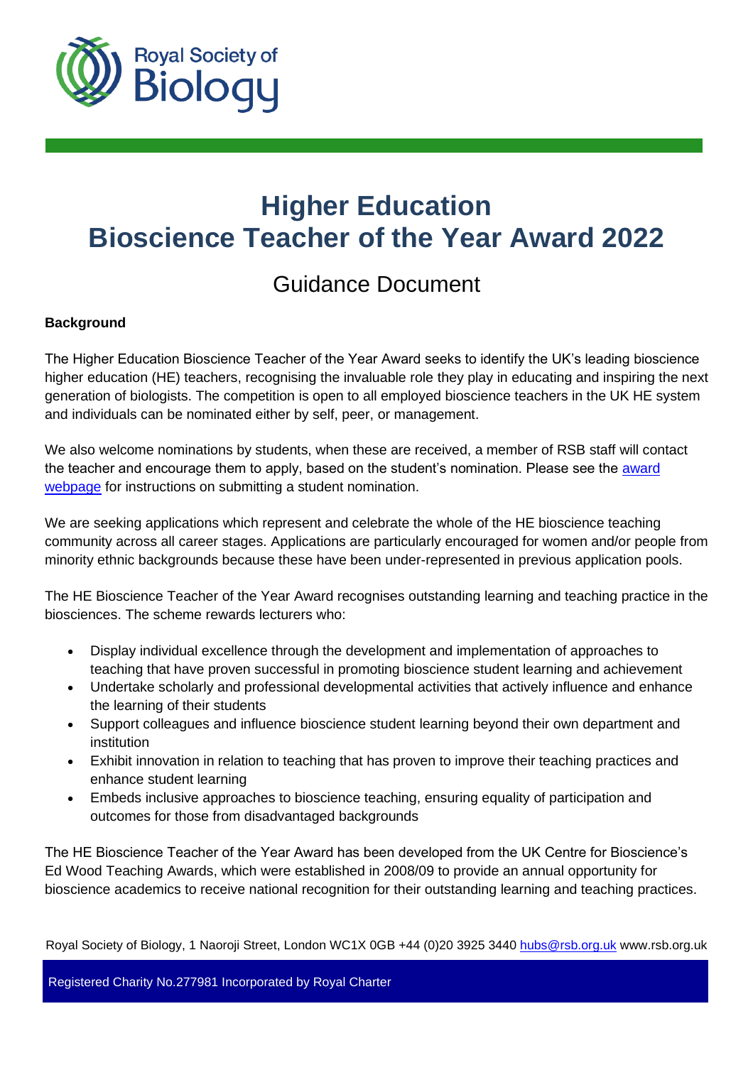# Higher Education Bioscience Teacher of the Year Award 2022

## Guidance Document

**Background**

The Higher Education Bioscience Teacher of the Year Award seeks to identify the UK's leading bioscience higher education (HE) teachers, recognising the invaluable role they play in educating and inspiring the next generation of biologists. The competition is open to all employed bioscience teachers in the UK HE system and individuals can be nominated either by self, peer, or management.

We also welcome nominations by students, when these are received, a member of RSB staff will contact the teacher and encourage them to apply, based on the student's nomination. Please see the award webpage for instructions on submitting a student nomination.

We are seeking applications which represent and celebrate the whole of the HE bioscience teaching community across all career stages. Applications are particularly encouraged for women and/or people from minority ethnic backgrounds because these have been under-represented in previous application pools.

The HE Bioscience Teacher of the Year Award recognises outstanding learning and teaching practice in the biosciences. The scheme rewards lecturers who:

- Display individual excellence through the development and implementation of approaches to teaching that have proven successful in promoting bioscience student learning and achievement
- Undertake scholarly and professional developmental activities that actively influence and enhance the learning of their students
- Support colleagues and influence bioscience student learning beyond their own department and institution
- Exhibit innovation in relation to teaching that has proven to improve their teaching practices and enhance student learning
- Embeds inclusive approaches to bioscience teaching, ensuring equality of participation and outcomes for those from disadvantaged backgrounds

The HE Bioscience Teacher of the Year Award has been developed from the UK Centre for Bioscience's Ed Wood Teaching Awards, which were established in 2008/09 to provide an annual opportunity for bioscience academics to receive national recognition for their outstanding learning and teaching practices.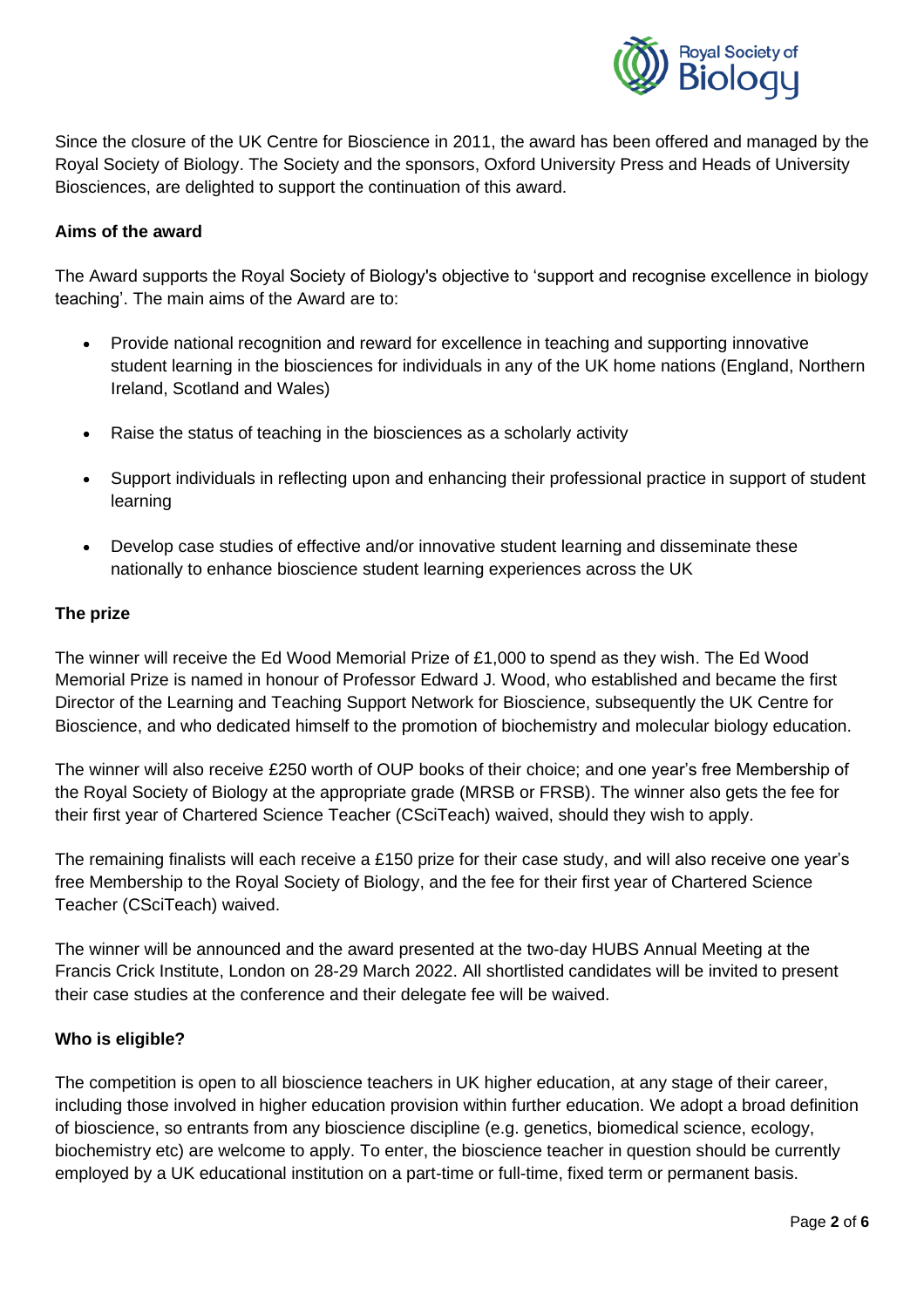Since the closure of the UK Centre for Bioscience in 2011, the award has been offered and managed by the Royal Society of Biology. The Society and the sponsors, Oxford University Press and Heads of University Biosciences, are delighted to support the continuation of this award.

**Aims of the award**

The Award supports the Royal Society of Biology's objective to 'support and recognise excellence in biology teaching'. The main aims of the Award are to:

- Provide national recognition and reward for excellence in teaching and supporting innovative student learning in the biosciences for individuals in any of the UK home nations (England, Northern Ireland, Scotland and Wales)
- Raise the status of teaching in the biosciences as a scholarly activity
- Support individuals in reflecting upon and enhancing their professional practice in support of student learning
- Develop case studies of effective and/or innovative student learning and disseminate these nationally to enhance bioscience student learning experiences across the UK

**The prize**

The winner will receive the Ed Wood Memorial Prize of £1,000 to spend as they wish. The Ed Wood Memorial Prize is named in honour of Professor Edward J. Wood, who established and became the first Director of the Learning and Teaching Support Network for Bioscience, subsequently the UK Centre for Bioscience, and who dedicated himself to the promotion of biochemistry and molecular biology education.

The winner will also receive £250 worth of OUP books of their choice; and one year's free Membership of the Royal Society of Biology at the appropriate grade (MRSB or FRSB). The winner also gets the fee for their first year of Chartered Science Teacher (CSciTeach) waived, should they wish to apply.

The remaining finalists will each receive a £150 prize for their case study, and will also receive one year's free Membership to the Royal Society of Biology, and the fee for their first year of Chartered Science Teacher (CSciTeach) waived.

The winner will be announced and the award presented at the two-day HUBS Annual Meeting at the Francis Crick Institute, London on 28-29 March 2022. All shortlisted candidates will be invited to present their case studies at the conference and their delegate fee will be waived.

**Who is eligible?**

The competition is open to all bioscience teachers in UK higher education, at any stage of their career, including those involved in higher education provision within further education. We adopt a broad definition of bioscience, so entrants from any bioscience discipline (e.g. genetics, biomedical science, ecology, biochemistry etc) are welcome to apply. To enter, the bioscience teacher in question should be currently employed by a UK educational institution on a part-time or full-time, fixed term or permanent basis.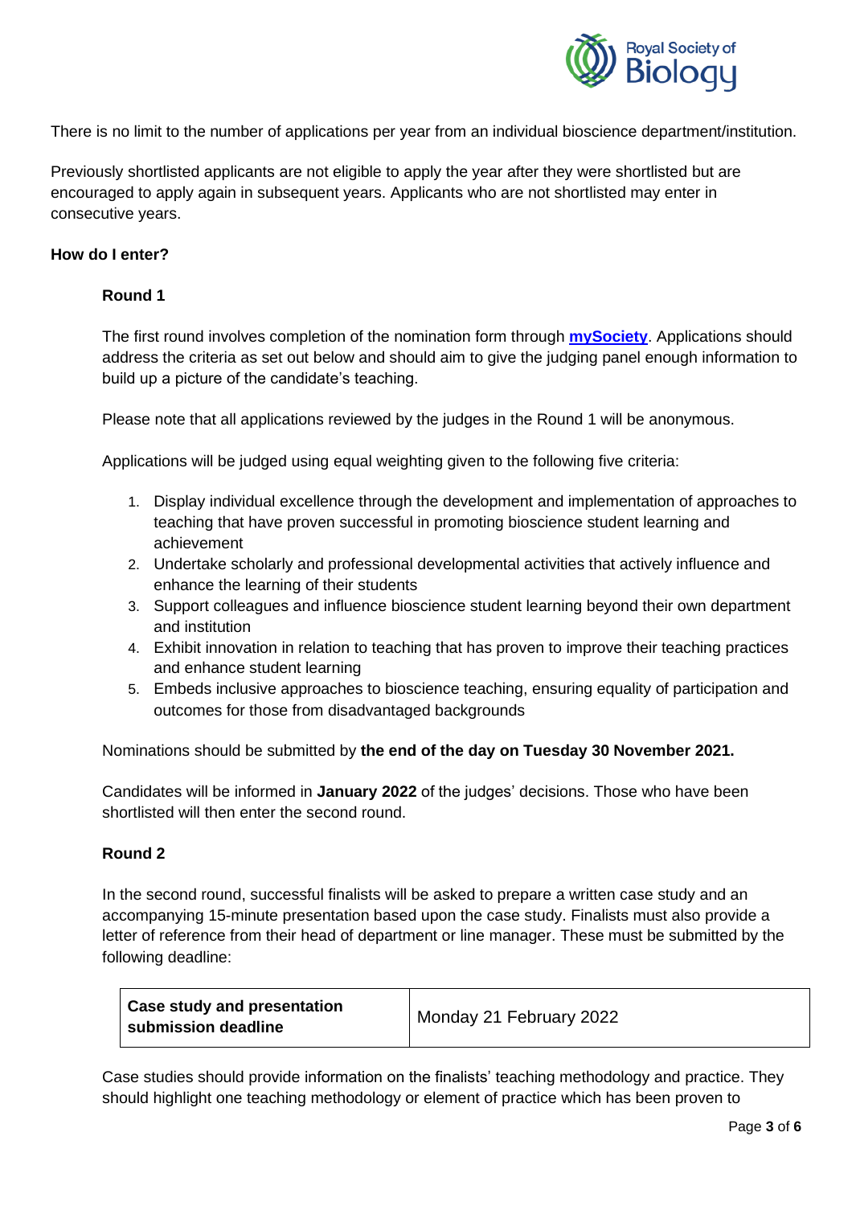There is no limit to the number of applications per year from an individual bioscience department/institution.

Previously shortlisted applicants are not eligible to apply the year after they were shortlisted but are encouraged to apply again in subsequent years. Applicants who are not shortlisted may enter in consecutive years.

**How do I enter?**

**Round 1**

The first round involves completion of the nomination form through **mySociety**. Applications should address the criteria as set out below and should aim to give the judging panel enough information to build up a picture of the candidate's teaching.

Please note that all applications reviewed by the judges in the Round 1 will be anonymous.

Applications will be judged using equal weighting given to the following five criteria:

1. Display individual excellence through the development and implementation of approaches to teaching that have proven successful in promoting bioscience student learning and achievement
2. Undertake scholarly and professional developmental activities that actively influence and enhance the learning of their students
3. Support colleagues and influence bioscience student learning beyond their own department and institution
4. Exhibit innovation in relation to teaching that has proven to improve their teaching practices and enhance student learning
5. Embeds inclusive approaches to bioscience teaching, ensuring equality of participation and outcomes for those from disadvantaged backgrounds

Nominations should be submitted by **the end of the day on Tuesday 30 November 2021.**

Candidates will be informed in **January 2022** of the judges' decisions. Those who have been shortlisted will then enter the second round.

**Round 2**

In the second round, successful finalists will be asked to prepare a written case study and an accompanying 15-minute presentation based upon the case study. Finalists must also provide a letter of reference from their head of department or line manager. These must be submitted by the following deadline:

| **Case study and presentation submission deadline** | Monday 21 February 2022 |
|---|---|

Case studies should provide information on the finalists' teaching methodology and practice. They should highlight one teaching methodology or element of practice which has been proven to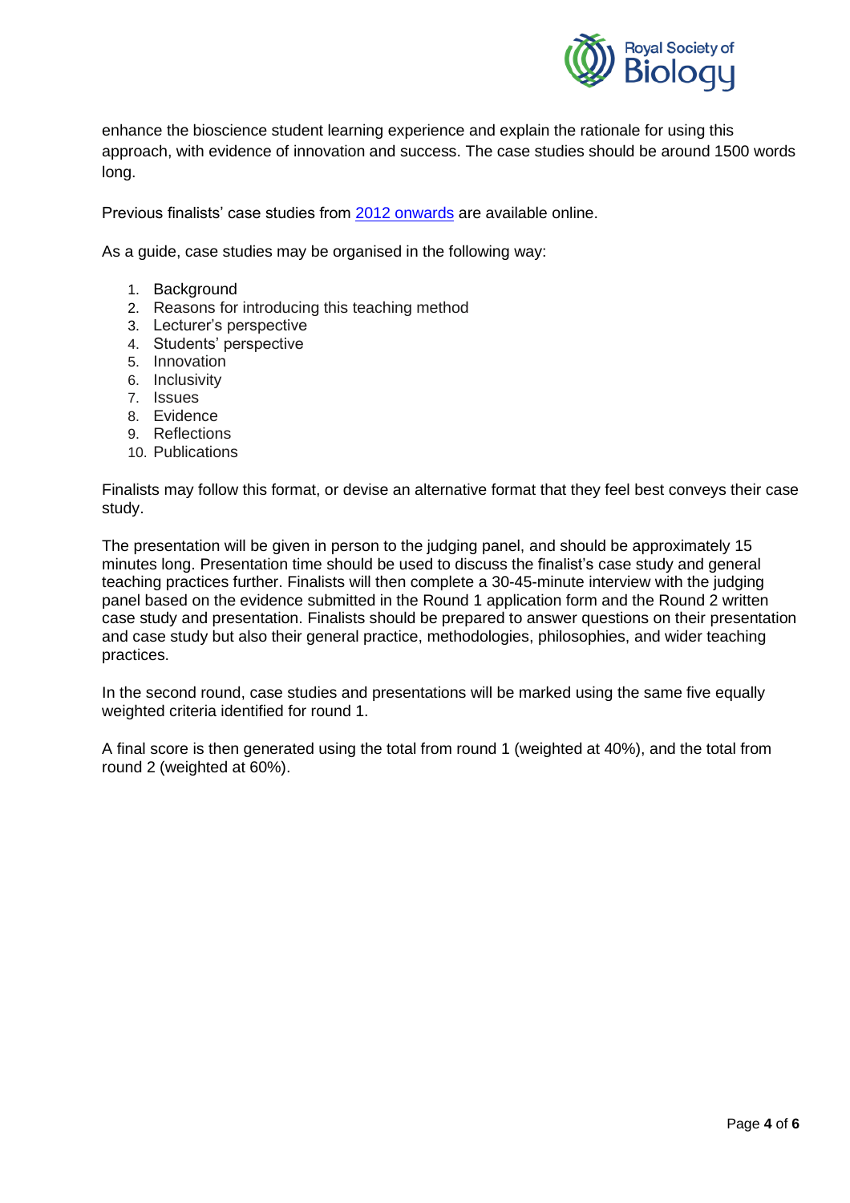enhance the bioscience student learning experience and explain the rationale for using this approach, with evidence of innovation and success. The case studies should be around 1500 words long.

Previous finalists' case studies from 2012 onwards are available online.

As a guide, case studies may be organised in the following way:

1. Background
2. Reasons for introducing this teaching method
3. Lecturer's perspective
4. Students' perspective
5. Innovation
6. Inclusivity
7. Issues
8. Evidence
9. Reflections
10. Publications

Finalists may follow this format, or devise an alternative format that they feel best conveys their case study.

The presentation will be given in person to the judging panel, and should be approximately 15 minutes long. Presentation time should be used to discuss the finalist's case study and general teaching practices further. Finalists will then complete a 30-45-minute interview with the judging panel based on the evidence submitted in the Round 1 application form and the Round 2 written case study and presentation. Finalists should be prepared to answer questions on their presentation and case study but also their general practice, methodologies, philosophies, and wider teaching practices.

In the second round, case studies and presentations will be marked using the same five equally weighted criteria identified for round 1.

A final score is then generated using the total from round 1 (weighted at 40%), and the total from round 2 (weighted at 60%).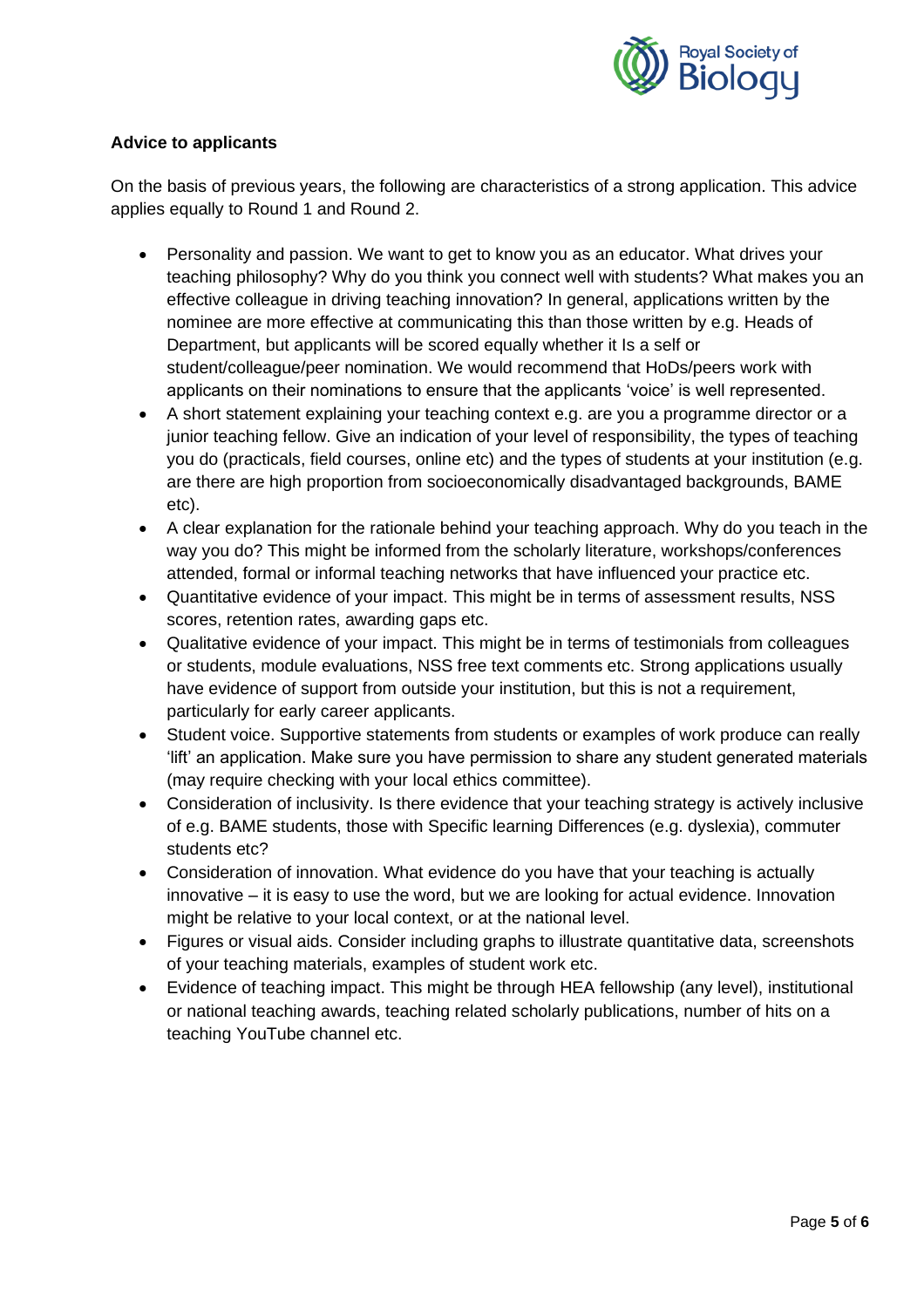**Advice to applicants**

On the basis of previous years, the following are characteristics of a strong application. This advice applies equally to Round 1 and Round 2.

- Personality and passion. We want to get to know you as an educator. What drives your teaching philosophy? Why do you think you connect well with students? What makes you an effective colleague in driving teaching innovation? In general, applications written by the nominee are more effective at communicating this than those written by e.g. Heads of Department, but applicants will be scored equally whether it Is a self or student/colleague/peer nomination. We would recommend that HoDs/peers work with applicants on their nominations to ensure that the applicants 'voice' is well represented.
- A short statement explaining your teaching context e.g. are you a programme director or a junior teaching fellow. Give an indication of your level of responsibility, the types of teaching you do (practicals, field courses, online etc) and the types of students at your institution (e.g. are there are high proportion from socioeconomically disadvantaged backgrounds, BAME etc).
- A clear explanation for the rationale behind your teaching approach. Why do you teach in the way you do? This might be informed from the scholarly literature, workshops/conferences attended, formal or informal teaching networks that have influenced your practice etc.
- Quantitative evidence of your impact. This might be in terms of assessment results, NSS scores, retention rates, awarding gaps etc.
- Qualitative evidence of your impact. This might be in terms of testimonials from colleagues or students, module evaluations, NSS free text comments etc. Strong applications usually have evidence of support from outside your institution, but this is not a requirement, particularly for early career applicants.
- Student voice. Supportive statements from students or examples of work produce can really 'lift' an application. Make sure you have permission to share any student generated materials (may require checking with your local ethics committee).
- Consideration of inclusivity. Is there evidence that your teaching strategy is actively inclusive of e.g. BAME students, those with Specific learning Differences (e.g. dyslexia), commuter students etc?
- Consideration of innovation. What evidence do you have that your teaching is actually innovative – it is easy to use the word, but we are looking for actual evidence. Innovation might be relative to your local context, or at the national level.
- Figures or visual aids. Consider including graphs to illustrate quantitative data, screenshots of your teaching materials, examples of student work etc.
- Evidence of teaching impact. This might be through HEA fellowship (any level), institutional or national teaching awards, teaching related scholarly publications, number of hits on a teaching YouTube channel etc.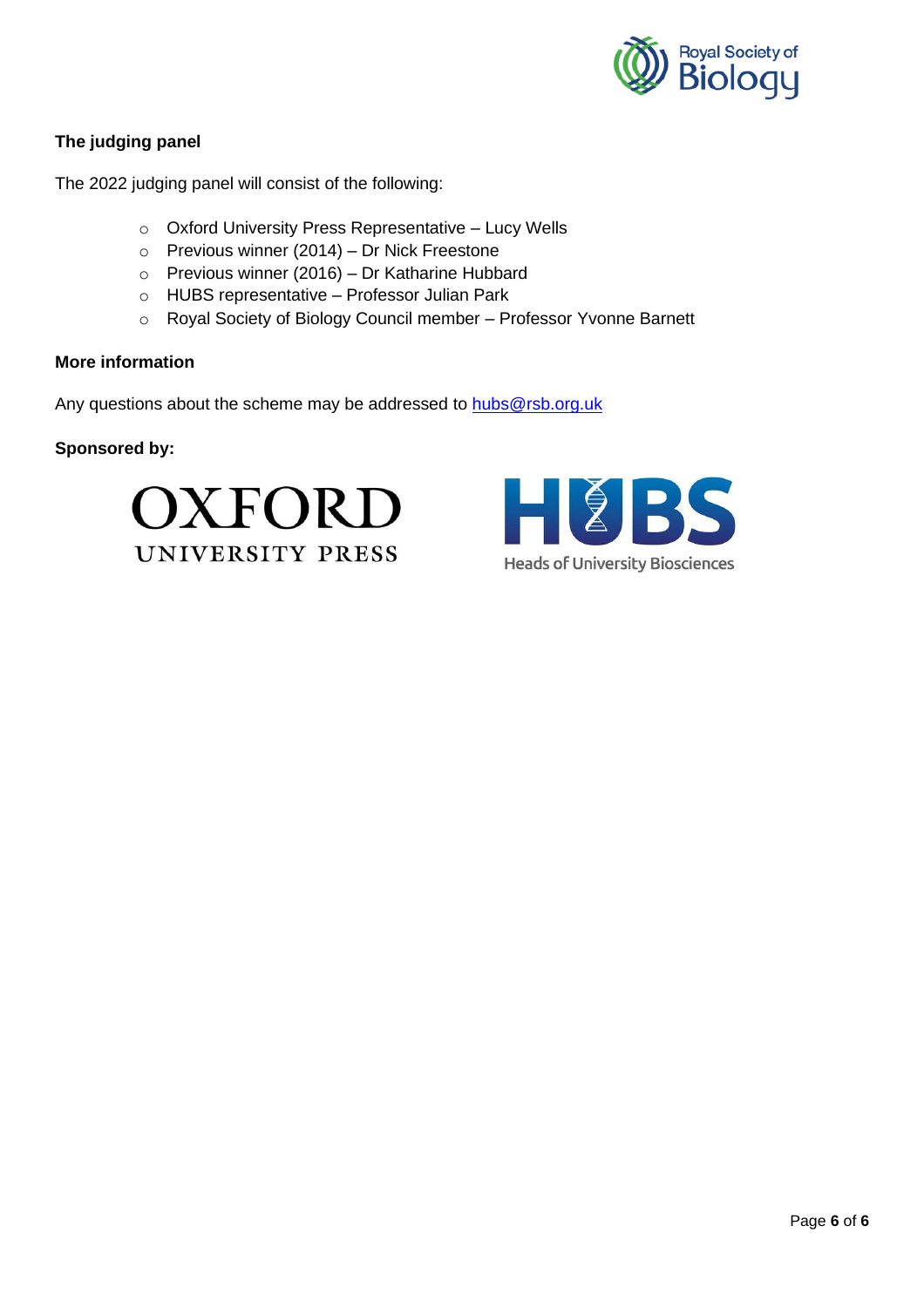**The judging panel**

The 2022 judging panel will consist of the following:

- Oxford University Press Representative – Lucy Wells
- Previous winner (2014) – Dr Nick Freestone
- Previous winner (2016) – Dr Katharine Hubbard
- HUBS representative – Professor Julian Park
- Royal Society of Biology Council member – Professor Yvonne Barnett

**More information**

Any questions about the scheme may be addressed to hubs@rsb.org.uk

**Sponsored by:**